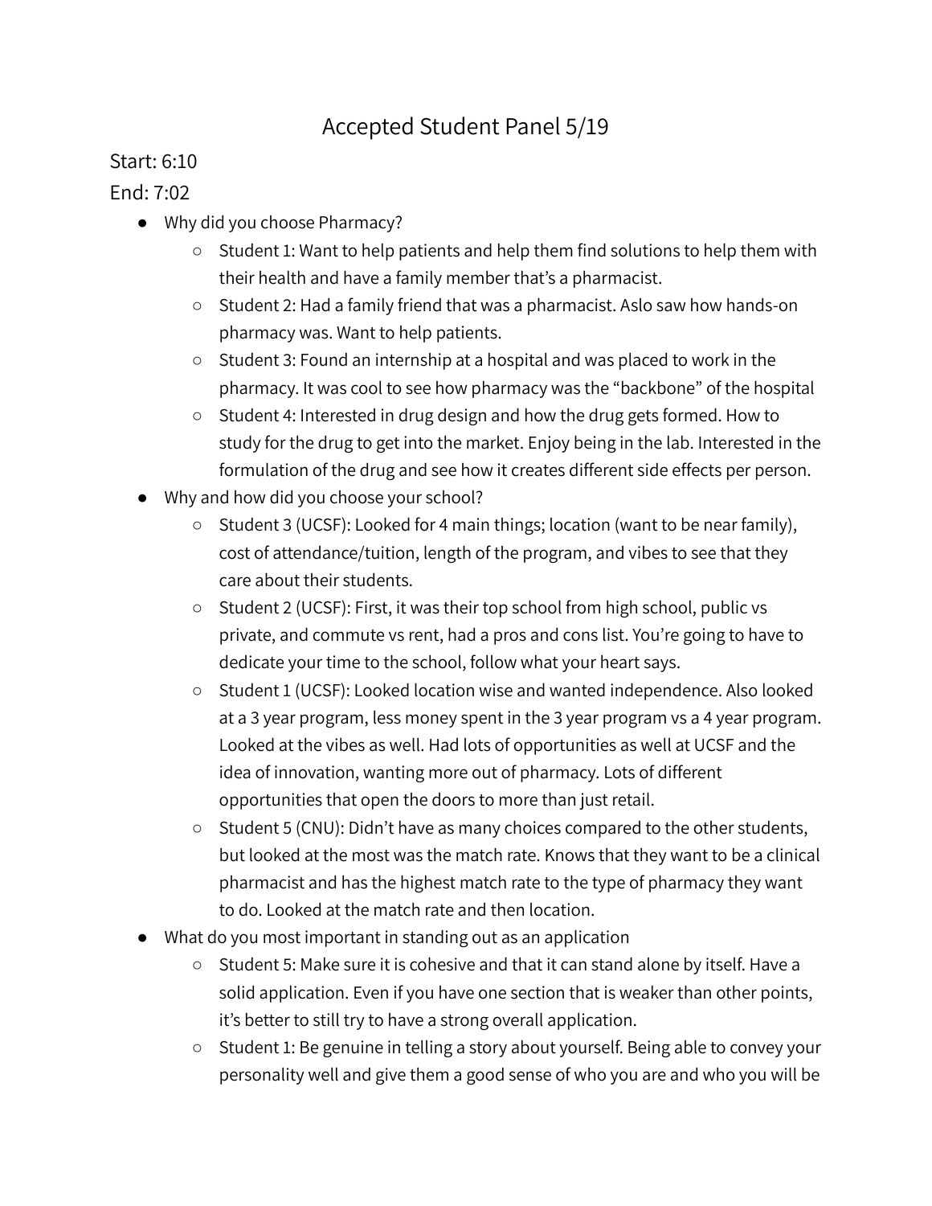# Accepted Student Panel 5/19

Start: 6:10

End: 7:02

- Why did you choose Pharmacy?
  - Student 1: Want to help patients and help them find solutions to help them with their health and have a family member that's a pharmacist.
  - Student 2: Had a family friend that was a pharmacist. Aslo saw how hands-on pharmacy was. Want to help patients.
  - Student 3: Found an internship at a hospital and was placed to work in the pharmacy. It was cool to see how pharmacy was the "backbone" of the hospital
  - Student 4: Interested in drug design and how the drug gets formed. How to study for the drug to get into the market. Enjoy being in the lab. Interested in the formulation of the drug and see how it creates different side effects per person.
- Why and how did you choose your school?
  - Student 3 (UCSF): Looked for 4 main things; location (want to be near family), cost of attendance/tuition, length of the program, and vibes to see that they care about their students.
  - Student 2 (UCSF): First, it was their top school from high school, public vs private, and commute vs rent, had a pros and cons list. You're going to have to dedicate your time to the school, follow what your heart says.
  - Student 1 (UCSF): Looked location wise and wanted independence. Also looked at a 3 year program, less money spent in the 3 year program vs a 4 year program. Looked at the vibes as well. Had lots of opportunities as well at UCSF and the idea of innovation, wanting more out of pharmacy. Lots of different opportunities that open the doors to more than just retail.
  - Student 5 (CNU): Didn't have as many choices compared to the other students, but looked at the most was the match rate. Knows that they want to be a clinical pharmacist and has the highest match rate to the type of pharmacy they want to do. Looked at the match rate and then location.
- What do you most important in standing out as an application
  - Student 5: Make sure it is cohesive and that it can stand alone by itself. Have a solid application. Even if you have one section that is weaker than other points, it's better to still try to have a strong overall application.
  - Student 1: Be genuine in telling a story about yourself. Being able to convey your personality well and give them a good sense of who you are and who you will be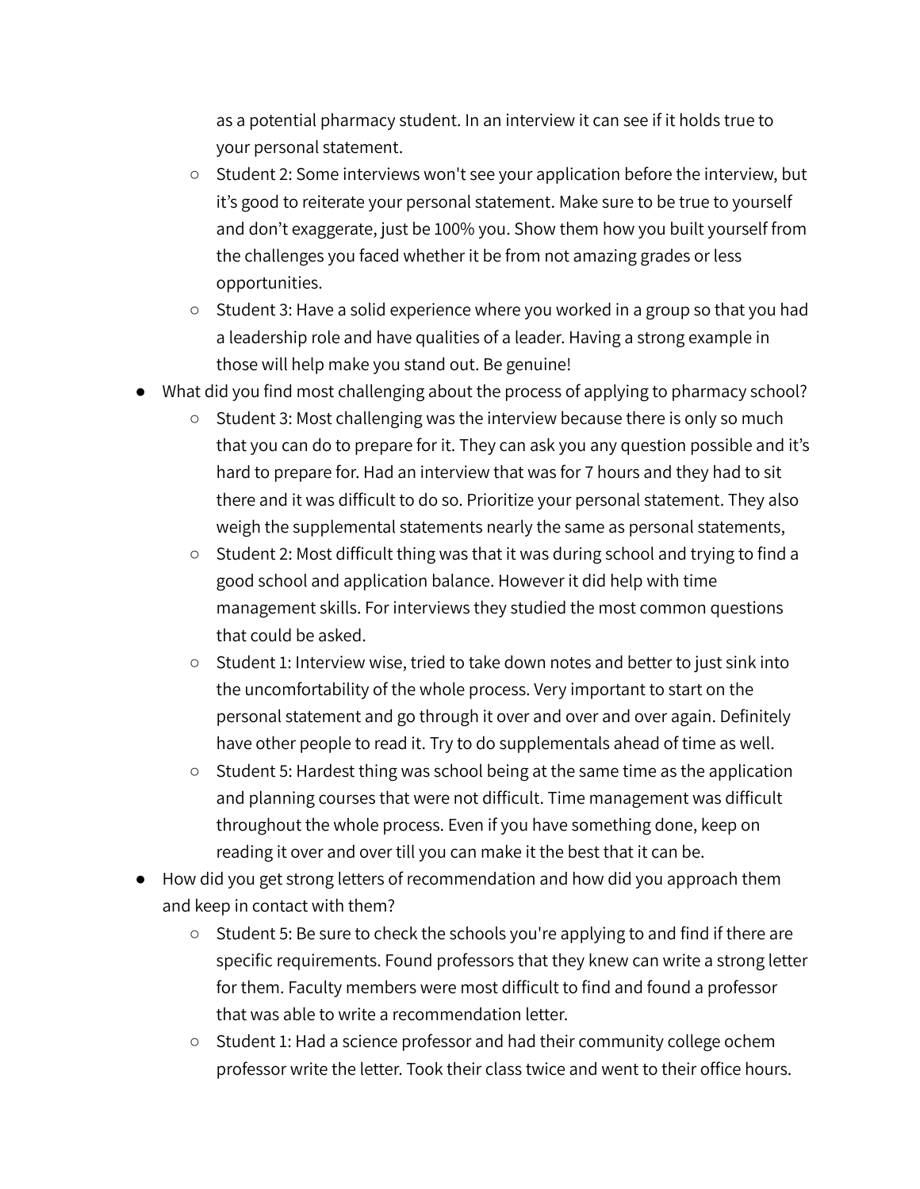as a potential pharmacy student. In an interview it can see if it holds true to your personal statement.
  - Student 2: Some interviews won't see your application before the interview, but it's good to reiterate your personal statement. Make sure to be true to yourself and don't exaggerate, just be 100% you. Show them how you built yourself from the challenges you faced whether it be from not amazing grades or less opportunities.
  - Student 3: Have a solid experience where you worked in a group so that you had a leadership role and have qualities of a leader. Having a strong example in those will help make you stand out. Be genuine!
- What did you find most challenging about the process of applying to pharmacy school?
  - Student 3: Most challenging was the interview because there is only so much that you can do to prepare for it. They can ask you any question possible and it's hard to prepare for. Had an interview that was for 7 hours and they had to sit there and it was difficult to do so. Prioritize your personal statement. They also weigh the supplemental statements nearly the same as personal statements,
  - Student 2: Most difficult thing was that it was during school and trying to find a good school and application balance. However it did help with time management skills. For interviews they studied the most common questions that could be asked.
  - Student 1: Interview wise, tried to take down notes and better to just sink into the uncomfortability of the whole process. Very important to start on the personal statement and go through it over and over and over again. Definitely have other people to read it. Try to do supplementals ahead of time as well.
  - Student 5: Hardest thing was school being at the same time as the application and planning courses that were not difficult. Time management was difficult throughout the whole process. Even if you have something done, keep on reading it over and over till you can make it the best that it can be.
- How did you get strong letters of recommendation and how did you approach them and keep in contact with them?
  - Student 5: Be sure to check the schools you're applying to and find if there are specific requirements. Found professors that they knew can write a strong letter for them. Faculty members were most difficult to find and found a professor that was able to write a recommendation letter.
  - Student 1: Had a science professor and had their community college ochem professor write the letter. Took their class twice and went to their office hours.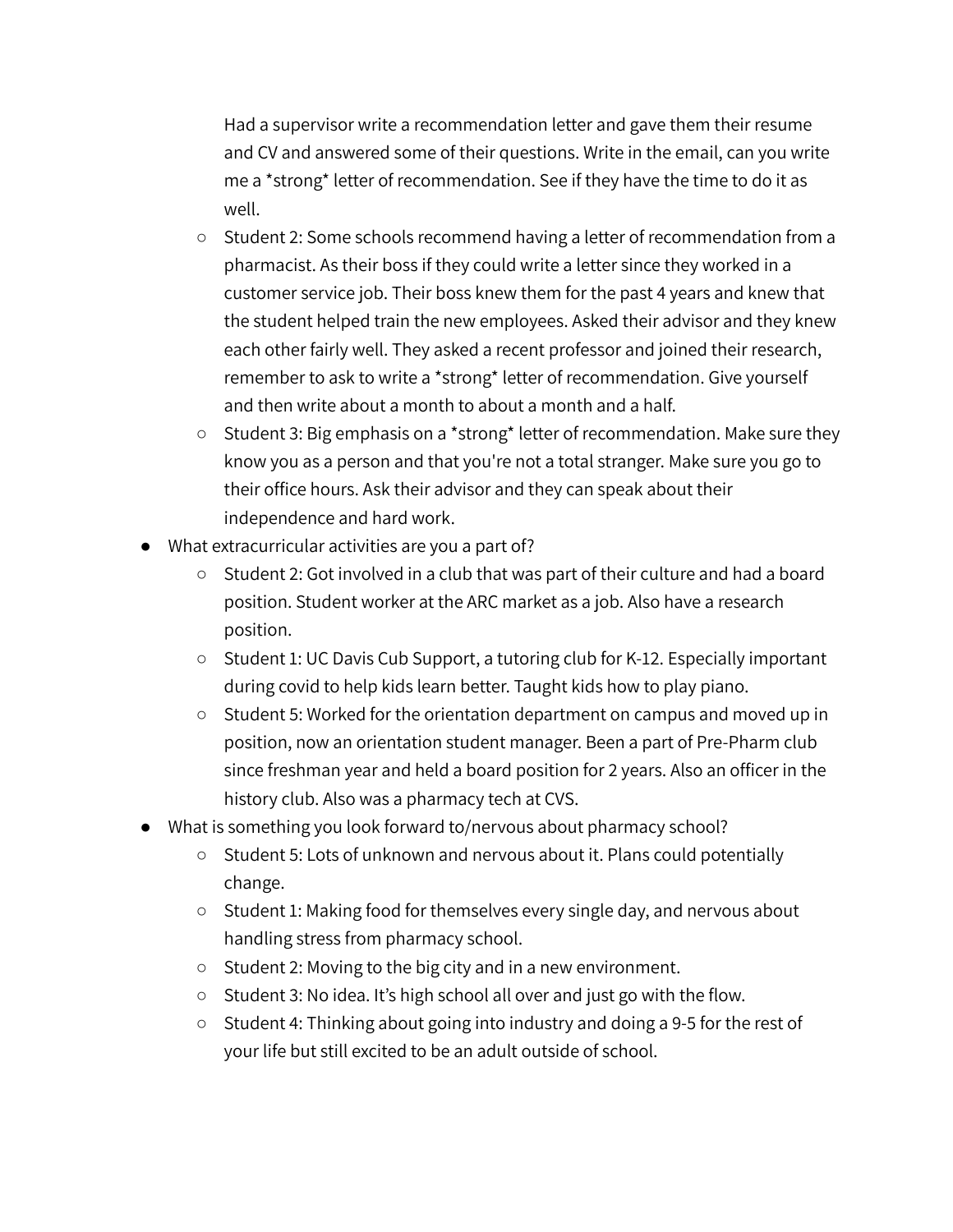Had a supervisor write a recommendation letter and gave them their resume and CV and answered some of their questions. Write in the email, can you write me a *strong* letter of recommendation. See if they have the time to do it as well.
  - Student 2: Some schools recommend having a letter of recommendation from a pharmacist. As their boss if they could write a letter since they worked in a customer service job. Their boss knew them for the past 4 years and knew that the student helped train the new employees. Asked their advisor and they knew each other fairly well. They asked a recent professor and joined their research, remember to ask to write a *strong* letter of recommendation. Give yourself and then write about a month to about a month and a half.
  - Student 3: Big emphasis on a *strong* letter of recommendation. Make sure they know you as a person and that you're not a total stranger. Make sure you go to their office hours. Ask their advisor and they can speak about their independence and hard work.
- What extracurricular activities are you a part of?
  - Student 2: Got involved in a club that was part of their culture and had a board position. Student worker at the ARC market as a job. Also have a research position.
  - Student 1: UC Davis Cub Support, a tutoring club for K-12. Especially important during covid to help kids learn better. Taught kids how to play piano.
  - Student 5: Worked for the orientation department on campus and moved up in position, now an orientation student manager. Been a part of Pre-Pharm club since freshman year and held a board position for 2 years. Also an officer in the history club. Also was a pharmacy tech at CVS.
- What is something you look forward to/nervous about pharmacy school?
  - Student 5: Lots of unknown and nervous about it. Plans could potentially change.
  - Student 1: Making food for themselves every single day, and nervous about handling stress from pharmacy school.
  - Student 2: Moving to the big city and in a new environment.
  - Student 3: No idea. It's high school all over and just go with the flow.
  - Student 4: Thinking about going into industry and doing a 9-5 for the rest of your life but still excited to be an adult outside of school.